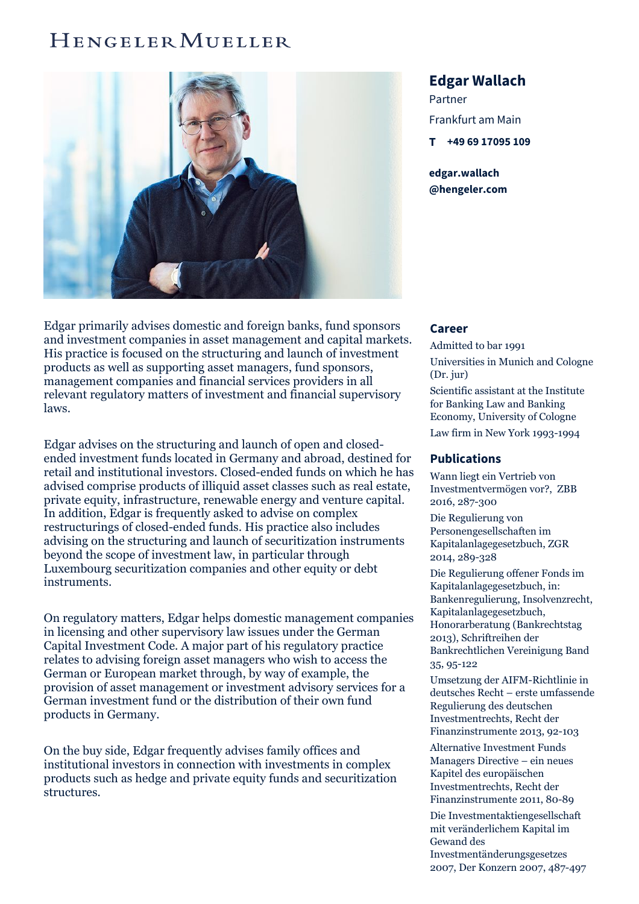HENGELER MUELLER

# Edgar Wallach

Partner

Frankfurt am Main

**T** **+49 69 17095 109**

**edgar.wallach@hengeler.com**

Edgar primarily advises domestic and foreign banks, fund sponsors and investment companies in asset management and capital markets. His practice is focused on the structuring and launch of investment products as well as supporting asset managers, fund sponsors, management companies and financial services providers in all relevant regulatory matters of investment and financial supervisory laws.

Edgar advises on the structuring and launch of open and closed-ended investment funds located in Germany and abroad, destined for retail and institutional investors. Closed-ended funds on which he has advised comprise products of illiquid asset classes such as real estate, private equity, infrastructure, renewable energy and venture capital. In addition, Edgar is frequently asked to advise on complex restructurings of closed-ended funds. His practice also includes advising on the structuring and launch of securitization instruments beyond the scope of investment law, in particular through Luxembourg securitization companies and other equity or debt instruments.

On regulatory matters, Edgar helps domestic management companies in licensing and other supervisory law issues under the German Capital Investment Code. A major part of his regulatory practice relates to advising foreign asset managers who wish to access the German or European market through, by way of example, the provision of asset management or investment advisory services for a German investment fund or the distribution of their own fund products in Germany.

On the buy side, Edgar frequently advises family offices and institutional investors in connection with investments in complex products such as hedge and private equity funds and securitization structures.

## Career

Admitted to bar 1991

Universities in Munich and Cologne (Dr. jur)

Scientific assistant at the Institute for Banking Law and Banking Economy, University of Cologne

Law firm in New York 1993-1994

## Publications

Wann liegt ein Vertrieb von Investmentvermögen vor?, ZBB 2016, 287-300

Die Regulierung von Personengesellschaften im Kapitalanlagegesetzbuch, ZGR 2014, 289-328

Die Regulierung offener Fonds im Kapitalanlagegesetzbuch, in: Bankenregulierung, Insolvenzrecht, Kapitalanlagegesetzbuch, Honorarberatung (Bankrechtstag 2013), Schriftreihen der Bankrechtlichen Vereinigung Band 35, 95-122

Umsetzung der AIFM-Richtlinie in deutsches Recht – erste umfassende Regulierung des deutschen Investmentrechts, Recht der Finanzinstrumente 2013, 92-103

Alternative Investment Funds Managers Directive – ein neues Kapitel des europäischen Investmentrechts, Recht der Finanzinstrumente 2011, 80-89

Die Investmentaktiengesellschaft mit veränderlichem Kapital im Gewand des Investmentänderungsgesetzes 2007, Der Konzern 2007, 487-497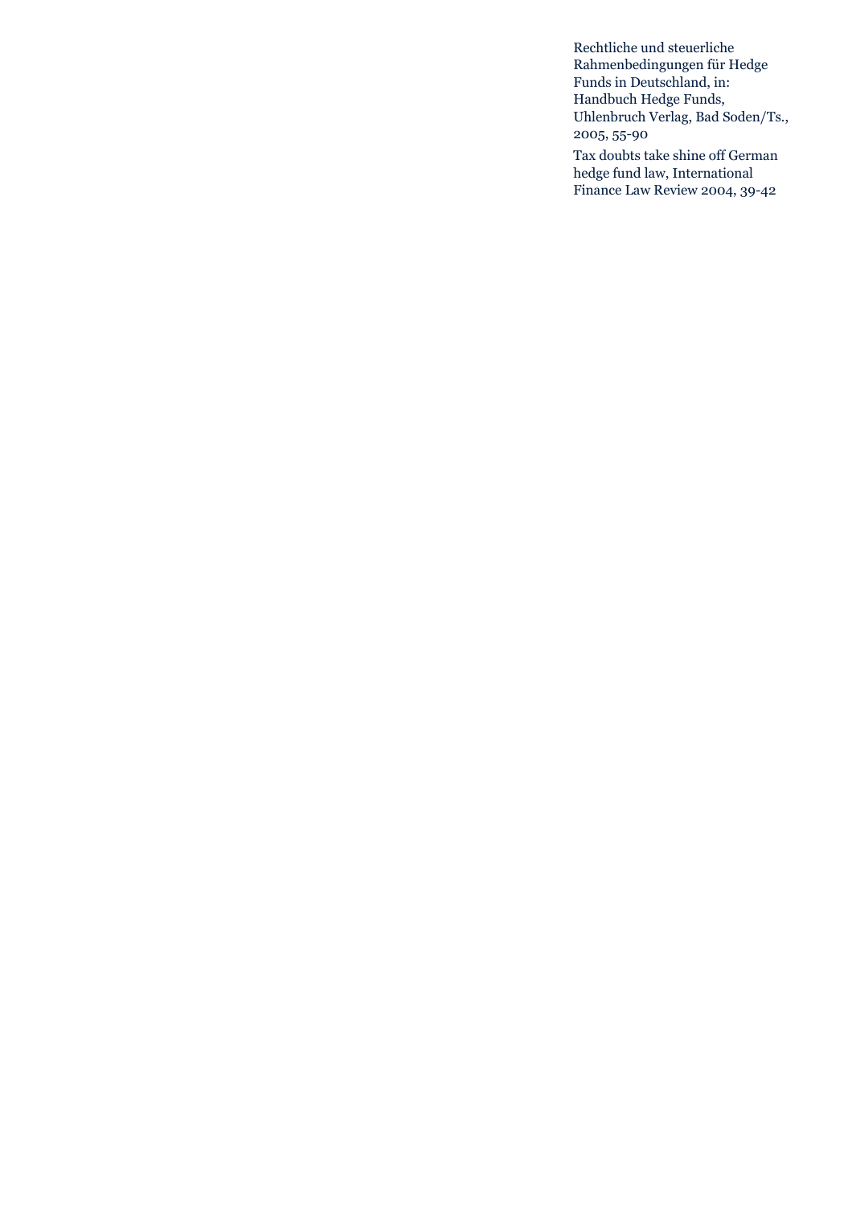Rechtliche und steuerliche Rahmenbedingungen für Hedge Funds in Deutschland, in: Handbuch Hedge Funds, Uhlenbruch Verlag, Bad Soden/Ts., 2005, 55-90

Tax doubts take shine off German hedge fund law, International Finance Law Review 2004, 39-42